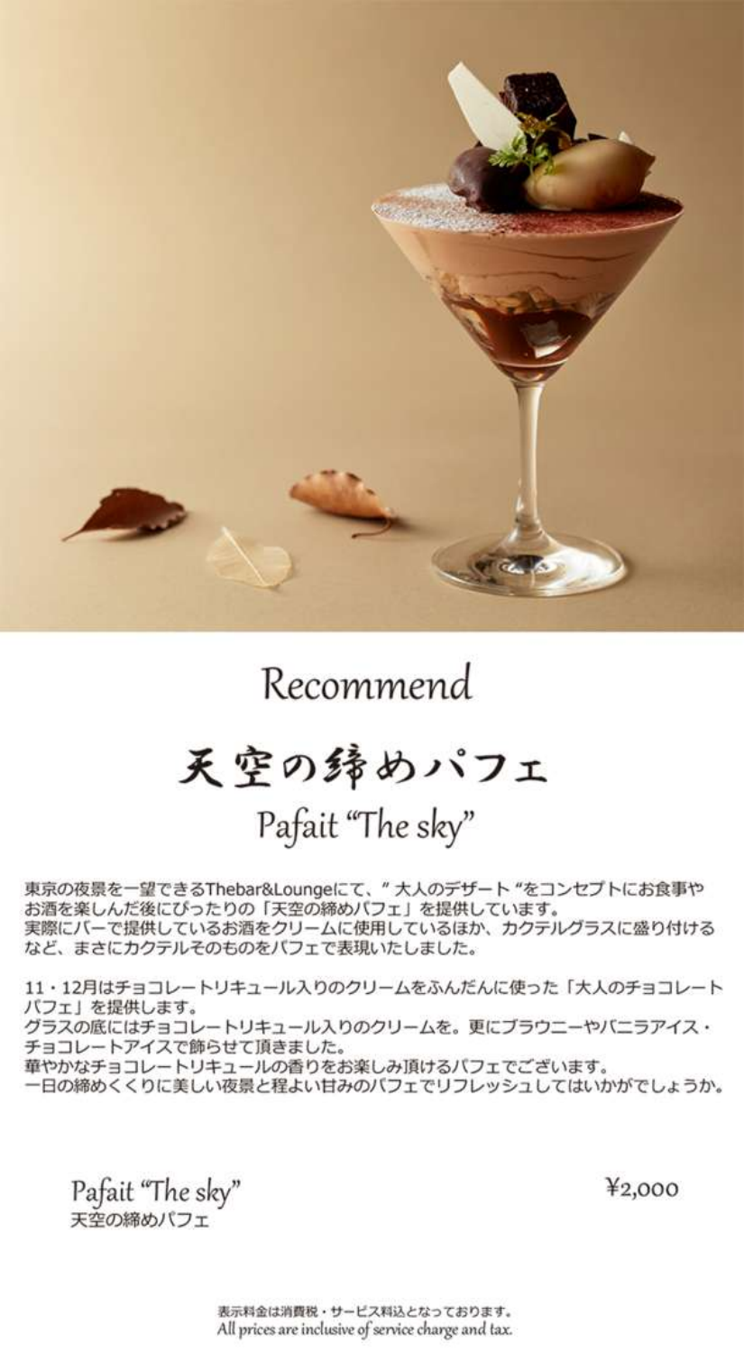# Recommend

## 天空の締めパフェ

## Pafait "The sky"

東京の夜景を一望できるThebar&Loungeにて、" 大人のデザート "をコンセプトにお食事やお酒を楽しんだ後にぴったりの「天空の締めパフェ」を提供しています。
実際にバーで提供しているお酒をクリームに使用しているほか、カクテルグラスに盛り付けるなど、まさにカクテルそのものをパフェで表現いたしました。

11・12月はチョコレートリキュール入りのクリームをふんだんに使った「大人のチョコレートパフェ」を提供します。
グラスの底にはチョコレートリキュール入りのクリームを。更にブラウニーやバニラアイス・チョコレートアイスで飾らせて頂きました。
華やかなチョコレートリキュールの香りをお楽しみ頂けるパフェでございます。
一日の締めくくりに美しい夜景と程よい甘みのパフェでリフレッシュしてはいかがでしょうか。

| | |
|---|---|
| Pafait "The sky"<br>天空の締めパフェ | ¥2,000 |

表示料金は消費税・サービス料込となっております。
All prices are inclusive of service charge and tax.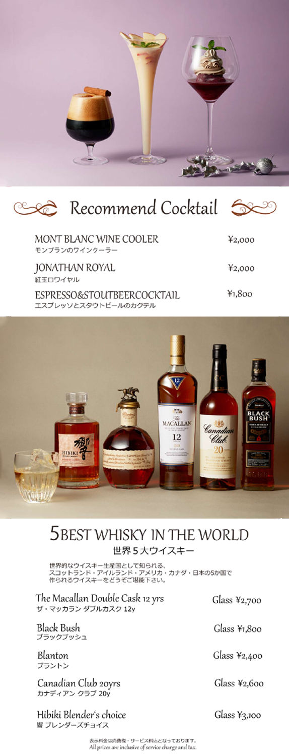## Recommend Cocktail

| | |
|---|---|
| MONT BLANC WINE COOLER<br>モンブランのワインクーラー | ¥2,000 |
| JONATHAN ROYAL<br>紅玉ロワイヤル | ¥2,000 |
| ESPRESSO&STOUTBEERCOCKTAIL<br>エスプレッソとスタウトビールのカクテル | ¥1,800 |

## 5BEST WHISKY IN THE WORLD

### 世界５大ウイスキー

世界的なウイスキー生産国として知られる、
スコットランド・アイルランド・アメリカ・カナダ・日本の5か国で
作られるウイスキーをどうぞご堪能下さい。

| | |
|---|---|
| The Macallan Double Cask 12 yrs<br>ザ・マッカラン ダブルカスク 12y | Glass ¥2,700 |
| Black Bush<br>ブラックブッシュ | Glass ¥1,800 |
| Blanton<br>ブラントン | Glass ¥2,400 |
| Canadian Club 20yrs<br>カナディアン クラブ 20y | Glass ¥2,600 |
| Hibiki Blender's choice<br>響 ブレンダーズチョイス | Glass ¥3,100 |

表示料金は消費税・サービス料込となっております。
All prices are inclusive of service charge and tax.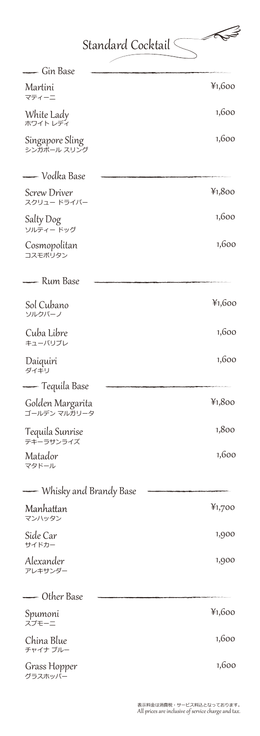# Standard Cocktail

## Gin Base

| | |
|---|---|
| Martini<br>マティーニ | ¥1,600 |
| White Lady<br>ホワイト レディ | 1,600 |
| Singapore Sling<br>シンガポール スリング | 1,600 |

## Vodka Base

| | |
|---|---|
| Screw Driver<br>スクリュー ドライバー | ¥1,800 |
| Salty Dog<br>ソルティー ドッグ | 1,600 |
| Cosmopolitan<br>コスモポリタン | 1,600 |

## Rum Base

| | |
|---|---|
| Sol Cubano<br>ソルクバーノ | ¥1,600 |
| Cuba Libre<br>キューバリブレ | 1,600 |
| Daiquiri<br>ダイキリ | 1,600 |

## Tequila Base

| | |
|---|---|
| Golden Margarita<br>ゴールデン マルガリータ | ¥1,800 |
| Tequila Sunrise<br>テキーラサンライズ | 1,800 |
| Matador<br>マタドール | 1,600 |

## Whisky and Brandy Base

| | |
|---|---|
| Manhattan<br>マンハッタン | ¥1,700 |
| Side Car<br>サイドカー | 1,900 |
| Alexander<br>アレキサンダー | 1,900 |

## Other Base

| | |
|---|---|
| Spumoni<br>スプモーニ | ¥1,600 |
| China Blue<br>チャイナ ブルー | 1,600 |
| Grass Hopper<br>グラスホッパー | 1,600 |

表示料金は消費税・サービス料込となっております。
All prices are inclusive of service charge and tax.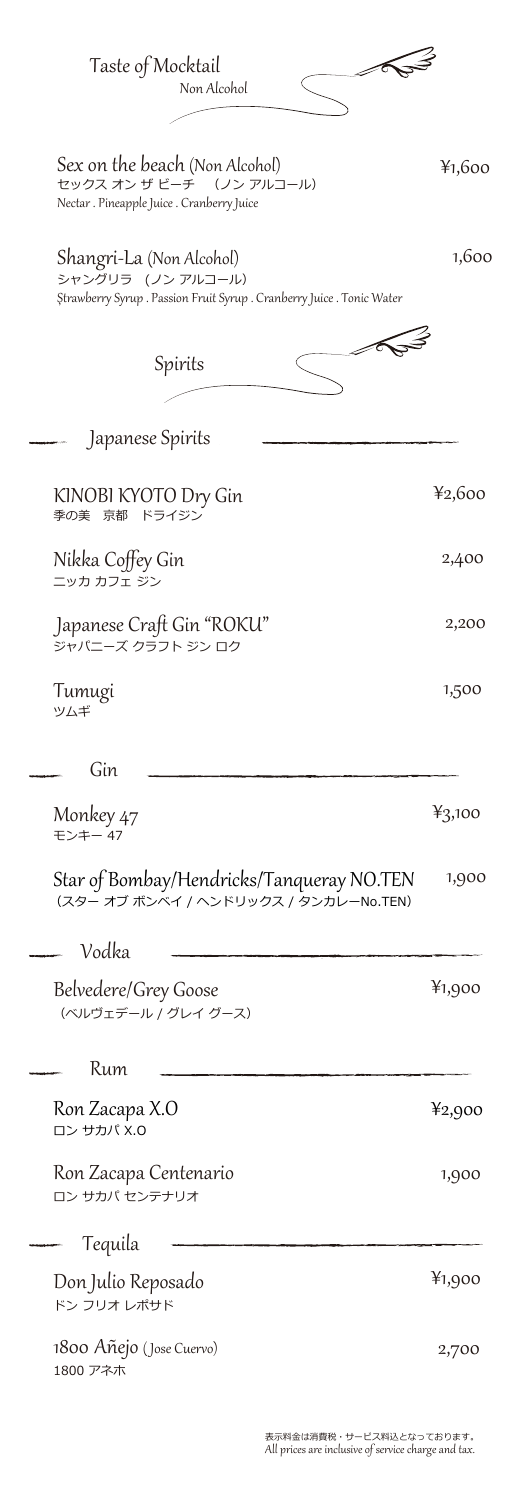# Taste of Mocktail

Non Alcohol

Sex on the beach (Non Alcohol) ¥1,600
セックス オン ザ ビーチ （ノン アルコール）
Nectar . Pineapple Juice . Cranberry Juice

Shangri-La (Non Alcohol) 1,600
シャングリラ （ノン アルコール）
Strawberry Syrup . Passion Fruit Syrup . Cranberry Juice . Tonic Water

# Spirits

## Japanese Spirits

KINOBI KYOTO Dry Gin ¥2,600
季の美 京都 ドライジン

Nikka Coffey Gin 2,400
ニッカ カフェ ジン

Japanese Craft Gin "ROKU" 2,200
ジャパニーズ クラフト ジン ロク

Tumugi 1,500
ツムギ

## Gin

Monkey 47 ¥3,100
モンキー 47

Star of Bombay/Hendricks/Tanqueray NO.TEN 1,900
（スター オブ ボンベイ / ヘンドリックス / タンカレーNo.TEN）

## Vodka

Belvedere/Grey Goose ¥1,900
（ベルヴェデール / グレイ グース）

## Rum

Ron Zacapa X.O ¥2,900
ロン サカパ X.O

Ron Zacapa Centenario 1,900
ロン サカパ センテナリオ

## Tequila

Don Julio Reposado ¥1,900
ドン フリオ レポサド

1800 Añejo (Jose Cuervo) 2,700
1800 アネホ

表示料金は消費税・サービス料込となっております。
All prices are inclusive of service charge and tax.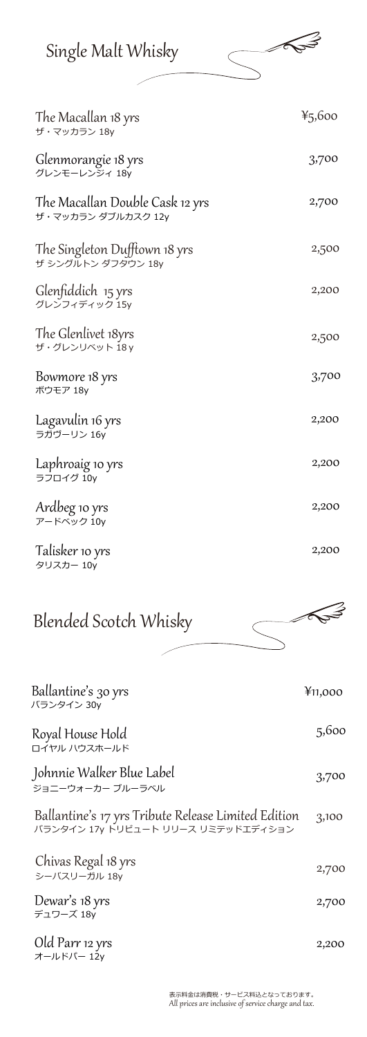## Single Malt Whisky

| Item | Price |
| --- | --- |
| The Macallan 18 yrs<br>ザ・マッカラン 18y | ¥5,600 |
| Glenmorangie 18 yrs<br>グレンモーレンジィ 18y | 3,700 |
| The Macallan Double Cask 12 yrs<br>ザ・マッカラン ダブルカスク 12y | 2,700 |
| The Singleton Dufftown 18 yrs<br>ザ シングルトン ダフタウン 18y | 2,500 |
| Glenfiddich 15 yrs<br>グレンフィディック 15y | 2,200 |
| The Glenlivet 18yrs<br>ザ・グレンリベット 18 y | 2,500 |
| Bowmore 18 yrs<br>ボウモア 18y | 3,700 |
| Lagavulin 16 yrs<br>ラガヴーリン 16y | 2,200 |
| Laphroaig 10 yrs<br>ラフロイグ 10y | 2,200 |
| Ardbeg 10 yrs<br>アードベック 10y | 2,200 |
| Talisker 10 yrs<br>タリスカー 10y | 2,200 |

## Blended Scotch Whisky

| Item | Price |
| --- | --- |
| Ballantine's 30 yrs<br>バランタイン 30y | ¥11,000 |
| Royal House Hold<br>ロイヤル ハウスホールド | 5,600 |
| Johnnie Walker Blue Label<br>ジョニーウォーカー ブルーラベル | 3,700 |
| Ballantine's 17 yrs Tribute Release Limited Edition<br>バランタイン 17y トリビュート リリース リミテッドエディション | 3,100 |
| Chivas Regal 18 yrs<br>シーバスリーガル 18y | 2,700 |
| Dewar's 18 yrs<br>デュワーズ 18y | 2,700 |
| Old Parr 12 yrs<br>オールドパー 12y | 2,200 |

表示料金は消費税・サービス料込となっております。
*All prices are inclusive of service charge and tax.*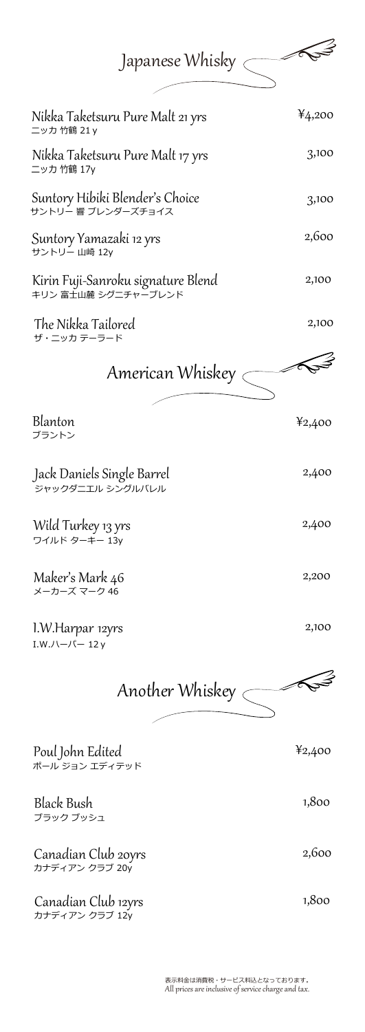## Japanese Whisky

| | |
|---|---|
| Nikka Taketsuru Pure Malt 21 yrs<br>ニッカ 竹鶴 21 y | ¥4,200 |
| Nikka Taketsuru Pure Malt 17 yrs<br>ニッカ 竹鶴 17y | 3,100 |
| Suntory Hibiki Blender's Choice<br>サントリー 響 ブレンダーズチョイス | 3,100 |
| Suntory Yamazaki 12 yrs<br>サントリー 山崎 12y | 2,600 |
| Kirin Fuji-Sanroku signature Blend<br>キリン 富士山麓 シグニチャーブレンド | 2,100 |
| The Nikka Tailored<br>ザ・ニッカ テーラード | 2,100 |

## American Whiskey

| | |
|---|---|
| Blanton<br>ブラントン | ¥2,400 |
| Jack Daniels Single Barrel<br>ジャックダニエル シングルバレル | 2,400 |
| Wild Turkey 13 yrs<br>ワイルド ターキー 13y | 2,400 |
| Maker's Mark 46<br>メーカーズ マーク 46 | 2,200 |
| I.W.Harpar 12yrs<br>I.W.ハーパー 12 y | 2,100 |

## Another Whiskey

| | |
|---|---|
| Poul John Edited<br>ポール ジョン エディテッド | ¥2,400 |
| Black Bush<br>ブラック ブッシュ | 1,800 |
| Canadian Club 20yrs<br>カナディアン クラブ 20y | 2,600 |
| Canadian Club 12yrs<br>カナディアン クラブ 12y | 1,800 |

表示料金は消費税・サービス料込となっております。
All prices are inclusive of service charge and tax.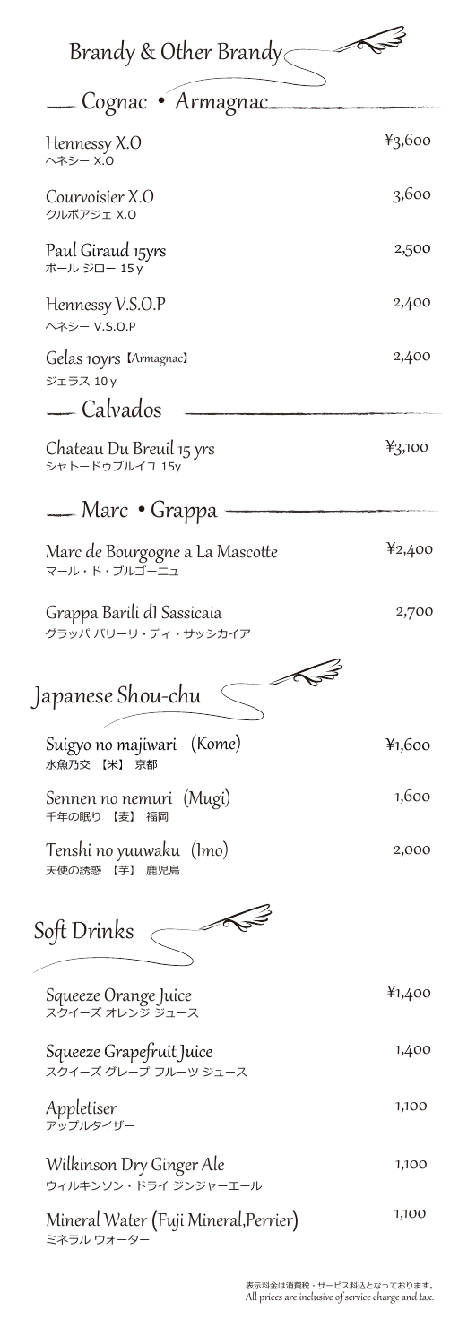# Brandy & Other Brandy

## Cognac • Armagnac

| | |
|---|---|
| Hennessy X.O<br>ヘネシー X.O | ¥3,600 |
| Courvoisier X.O<br>クルボアジェ X.O | 3,600 |
| Paul Giraud 15yrs<br>ポール ジロー 15 y | 2,500 |
| Hennessy V.S.O.P<br>ヘネシー V.S.O.P | 2,400 |
| Gelas 10yrs【Armagnac】<br>ジェラス 10 y | 2,400 |

## Calvados

| | |
|---|---|
| Chateau Du Breuil 15 yrs<br>シャトードゥブルイユ 15y | ¥3,100 |

## Marc • Grappa

| | |
|---|---|
| Marc de Bourgogne a La Mascotte<br>マール・ド・ブルゴーニュ | ¥2,400 |
| Grappa Barili dI Sassicaia<br>グラッパ バリーリ・ディ・サッシカイア | 2,700 |

# Japanese Shou-chu

| | |
|---|---|
| Suigyo no majiwari (Kome)<br>水魚乃交 【米】 京都 | ¥1,600 |
| Sennen no nemuri (Mugi)<br>千年の眠り 【麦】 福岡 | 1,600 |
| Tenshi no yuuwaku (Imo)<br>天使の誘惑 【芋】 鹿児島 | 2,000 |

# Soft Drinks

| | |
|---|---|
| Squeeze Orange Juice<br>スクイーズ オレンジ ジュース | ¥1,400 |
| Squeeze Grapefruit Juice<br>スクイーズ グレープ フルーツ ジュース | 1,400 |
| Appletiser<br>アップルタイザー | 1,100 |
| Wilkinson Dry Ginger Ale<br>ウィルキンソン・ドライ ジンジャーエール | 1,100 |
| Mineral Water (Fuji Mineral,Perrier)<br>ミネラル ウォーター | 1,100 |

表示料金は消費税・サービス料込となっております。
All prices are inclusive of service charge and tax.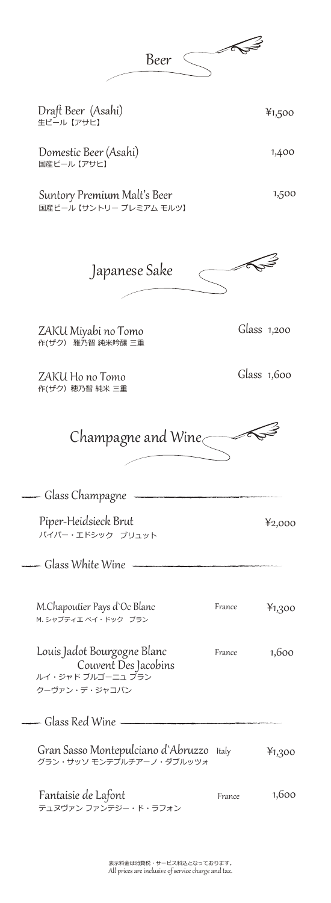# Beer

Draft Beer (Asahi) ¥1,500
生ビール【アサヒ】

Domestic Beer (Asahi) 1,400
国産ビール【アサヒ】

Suntory Premium Malt's Beer 1,500
国産ビール【サントリー プレミアム モルツ】

# Japanese Sake

ZAKU Miyabi no Tomo Glass 1,200
作(ザク) 雅乃智 純米吟醸 三重

ZAKU Ho no Tomo Glass 1,600
作(ザク) 穂乃智 純米 三重

# Champagne and Wine

## Glass Champagne

Piper-Heidsieck Brut ¥2,000
パイパー・エドシック ブリュット

## Glass White Wine

M.Chapoutier Pays d'Oc Blanc France ¥1,300
M. シャプティエ ペイ・ドック ブラン

Louis Jadot Bourgogne Blanc Couvent Des Jacobins France 1,600
ルイ・ジャド ブルゴーニュ ブラン
クーヴァン・デ・ジャコバン

## Glass Red Wine

Gran Sasso Montepulciano d'Abruzzo Italy ¥1,300
グラン・サッソ モンテプルチアーノ・ダブルッツォ

Fantaisie de Lafont France 1,600
デュヌヴァン ファンテジー・ド・ラフォン

表示料金は消費税・サービス料込となっております。
All prices are inclusive of service charge and tax.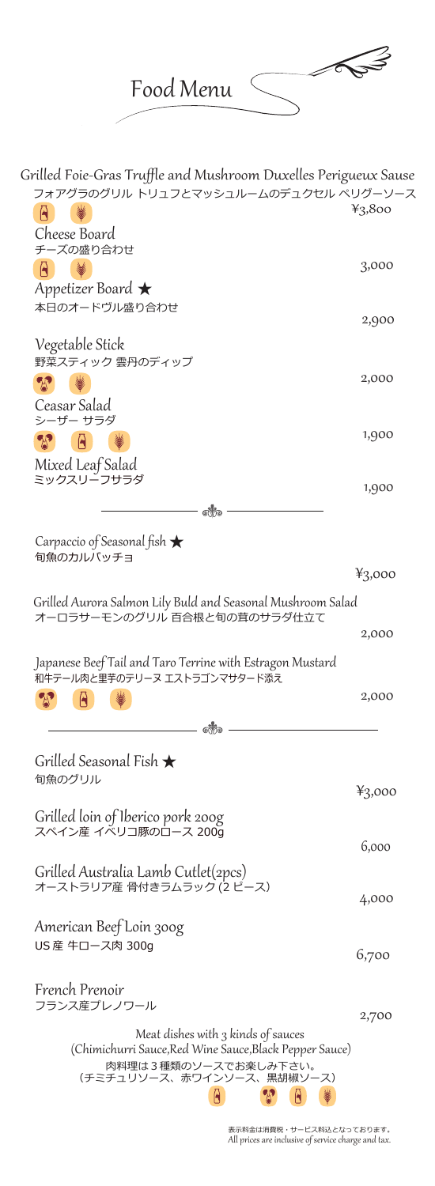# Food Menu

Grilled Foie-Gras Truffle and Mushroom Duxelles Perigueux Sause
フォアグラのグリル トリュフとマッシュルームのデュクセル ペリグーソース
¥3,800

Cheese Board
チーズの盛り合わせ
3,000

Appetizer Board ★
本日のオードヴル盛り合わせ
2,900

Vegetable Stick
野菜スティック 雲丹のディップ
2,000

Ceasar Salad
シーザー サラダ
1,900

Mixed Leaf Salad
ミックスリーフサラダ
1,900

---

Carpaccio of Seasonal fish ★
旬魚のカルパッチョ
¥3,000

Grilled Aurora Salmon Lily Buld and Seasonal Mushroom Salad
オーロラサーモンのグリル 百合根と旬の茸のサラダ仕立て
2,000

Japanese Beef Tail and Taro Terrine with Estragon Mustard
和牛テール肉と里芋のテリーヌ エストラゴンマサタード添え
2,000

---

Grilled Seasonal Fish ★
旬魚のグリル
¥3,000

Grilled loin of Iberico pork 200g
スペイン産 イベリコ豚のロース 200g
6,000

Grilled Australia Lamb Cutlet(2pcs)
オーストラリア産 骨付きラムラック(2 ピース)
4,000

American Beef Loin 300g
US 産 牛ロース肉 300g
6,700

French Prenoir
フランス産プレノワール
2,700

Meat dishes with 3 kinds of sauces
(Chimichurri Sauce,Red Wine Sauce,Black Pepper Sauce)
肉料理は 3 種類のソースでお楽しみ下さい。
(チミチュリソース、赤ワインソース、黒胡椒ソース)

表示料金は消費税・サービス料込となっております。
All prices are inclusive of service charge and tax.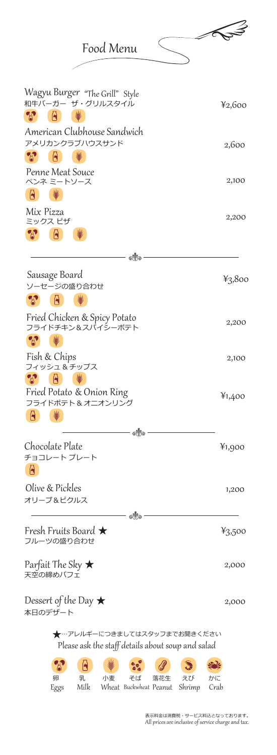# Food Menu

Wagyu Burger "The Grill" Style
和牛バーガー ザ・グリルスタイル
¥2,600

American Clubhouse Sandwich
アメリカンクラブハウスサンド
2,600

Penne Meat Souce
ペンネ ミートソース
2,100

Mix Pizza
ミックス ピザ
2,200

---

Sausage Board
ソーセージの盛り合わせ
¥3,800

Fried Chicken & Spicy Potato
フライドチキン&スパイシーポテト
2,200

Fish & Chips
フィッシュ&チップス
2,100

Fried Potato & Onion Ring
フライドポテト&オニオンリング
¥1,400

---

Chocolate Plate
チョコレート プレート
¥1,900

Olive & Pickles
オリーブ&ピクルス
1,200

---

Fresh Fruits Board ★
フルーツの盛り合わせ
¥3,500

Parfait The Sky ★
天空の締めパフェ
2,000

Dessert of the Day ★
本日のデザート
2,000

★…アレルギーにつきましてはスタッフまでお聞きください
Please ask the staff details about soup and salad

| | | | | | | |
|---|---|---|---|---|---|---|
| 卵 | 乳 | 小麦 | そば | 落花生 | えび | かに |
| Eggs | Milk | Wheat | Buckwheat | Peanut | Shrimp | Crab |

表示料金は消費税・サービス料込となっております。
All prices are inclusive of service charge and tax.